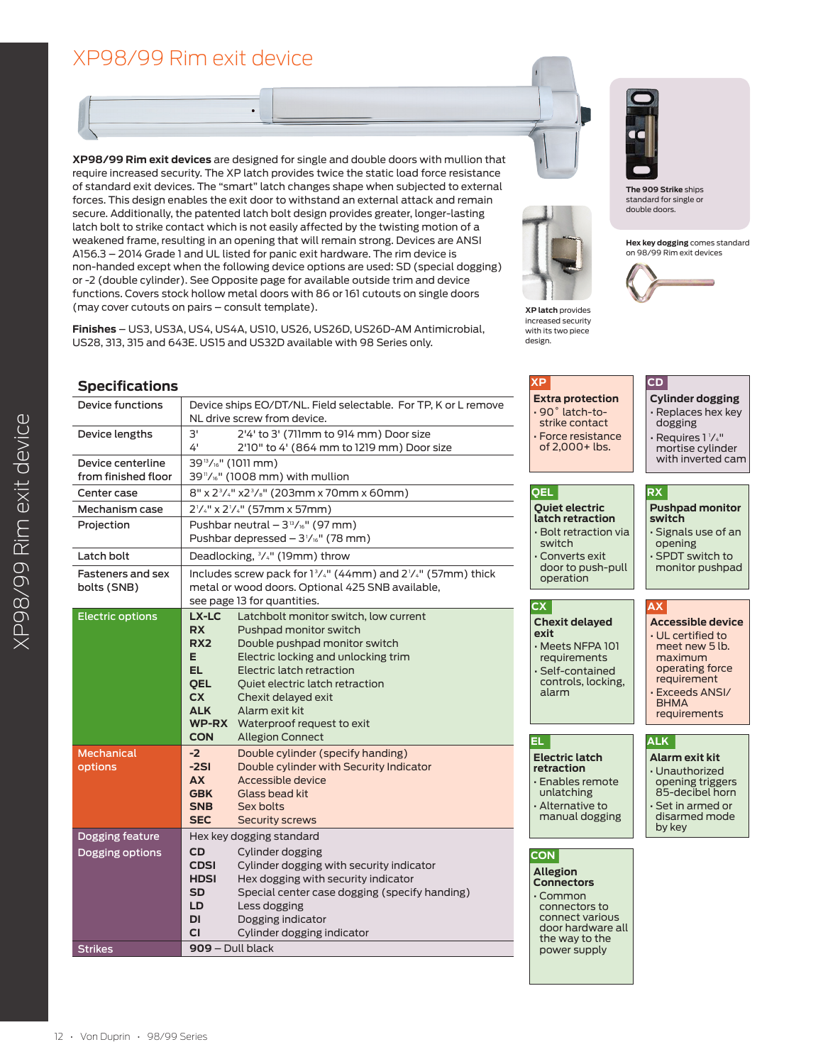# XP98/99 Rim exit device

**XP98/99 Rim exit devices** are designed for single and double doors with mullion that require increased security. The XP latch provides twice the static load force resistance of standard exit devices. The "smart" latch changes shape when subjected to external forces. This design enables the exit door to withstand an external attack and remain secure. Additionally, the patented latch bolt design provides greater, longer-lasting latch bolt to strike contact which is not easily affected by the twisting motion of a weakened frame, resulting in an opening that will remain strong. Devices are ANSI A156.3 – 2014 Grade 1 and UL listed for panic exit hardware. The rim device is non-handed except when the following device options are used: SD (special dogging) or -2 (double cylinder). See Opposite page for available outside trim and device functions. Covers stock hollow metal doors with 86 or 161 cutouts on single doors (may cover cutouts on pairs – consult template).

**Finishes** – US3, US3A, US4, US4A, US10, US26, US26D, US26D-AM Antimicrobial, US28, 313, 315 and 643E. US15 and US32D available with 98 Series only.

**XP latch** provides increased security with its two piece design.

**The 909 Strike** ships standard for single or double doors.

**Hex key dogging** comes standard on 98/99 Rim exit devices

## Specifications

| | |
|---|---|
| Device functions | Device ships EO/DT/NL. Field selectable. For TP, K or L remove NL drive screw from device. |
| Device lengths | 3' 2'4' to 3' (711mm to 914 mm) Door size<br>4' 2'10" to 4' (864 mm to 1219 mm) Door size |
| Device centerline from finished floor | 39 13/16" (1011 mm)<br>39 11/16" (1008 mm) with mullion |
| Center case | 8" x 2 3/4" x2 3/8" (203mm x 70mm x 60mm) |
| Mechanism case | 2 1/4" x 2 1/4" (57mm x 57mm) |
| Projection | Pushbar neutral – 3 13/16" (97 mm)<br>Pushbar depressed – 3 1/16" (78 mm) |
| Latch bolt | Deadlocking, 3/4" (19mm) throw |
| Fasteners and sex bolts (SNB) | Includes screw pack for 1 3/4" (44mm) and 2 1/4" (57mm) thick metal or wood doors. Optional 425 SNB available, see page 13 for quantities. |
| Electric options | **LX-LC** Latchbolt monitor switch, low current<br>**RX** Pushpad monitor switch<br>**RX2** Double pushpad monitor switch<br>**E** Electric locking and unlocking trim<br>**EL** Electric latch retraction<br>**QEL** Quiet electric latch retraction<br>**CX** Chexit delayed exit<br>**ALK** Alarm exit kit<br>**WP-RX** Waterproof request to exit<br>**CON** Allegion Connect |
| Mechanical options | **-2** Double cylinder (specify handing)<br>**-2SI** Double cylinder with Security Indicator<br>**AX** Accessible device<br>**GBK** Glass bead kit<br>**SNB** Sex bolts<br>**SEC** Security screws |
| Dogging feature | Hex key dogging standard |
| Dogging options | **CD** Cylinder dogging<br>**CDSI** Cylinder dogging with security indicator<br>**HDSI** Hex dogging with security indicator<br>**SD** Special center case dogging (specify handing)<br>**LD** Less dogging<br>**DI** Dogging indicator<br>**CI** Cylinder dogging indicator |
| Strikes | **909** – Dull black |

**XP**
**Extra protection**
- 90° latch-to-strike contact
- Force resistance of 2,000+ lbs.

**CD**
**Cylinder dogging**
- Replaces hex key dogging
- Requires 1 1/4" mortise cylinder with inverted cam

**QEL**
**Quiet electric latch retraction**
- Bolt retraction via switch
- Converts exit door to push-pull operation

**RX**
**Pushpad monitor switch**
- Signals use of an opening
- SPDT switch to monitor pushpad

**CX**
**Chexit delayed exit**
- Meets NFPA 101 requirements
- Self-contained controls, locking, alarm

**AX**
**Accessible device**
- UL certified to meet new 5 lb. maximum operating force requirement
- Exceeds ANSI/ BHMA requirements

**EL**
**Electric latch retraction**
- Enables remote unlatching
- Alternative to manual dogging

**ALK**
**Alarm exit kit**
- Unauthorized opening triggers 85-decibel horn
- Set in armed or disarmed mode by key

**CON**
**Allegion Connectors**
- Common connectors to connect various door hardware all the way to the power supply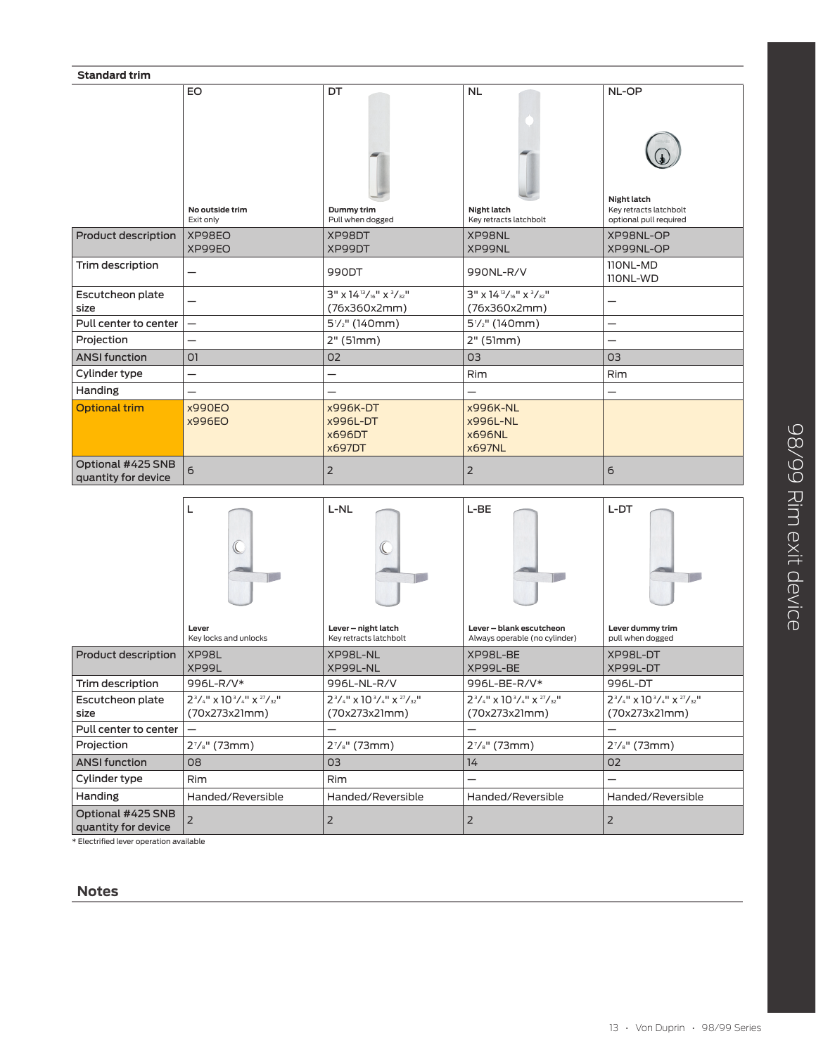## Standard trim

| | EO | DT | NL | NL-OP |
|---|---|---|---|---|
| | **No outside trim** Exit only | **Dummy trim** Pull when dogged | **Night latch** Key retracts latchbolt | **Night latch** Key retracts latchbolt optional pull required |
| Product description | XP98EO XP99EO | XP98DT XP99DT | XP98NL XP99NL | XP98NL-OP XP99NL-OP |
| Trim description | — | 990DT | 990NL-R/V | 110NL-MD 110NL-WD |
| Escutcheon plate size | — | 3" x 14 13/16" x 3/32" (76x360x2mm) | 3" x 14 13/16" x 3/32" (76x360x2mm) | — |
| Pull center to center | — | 5 1/2" (140mm) | 5 1/2" (140mm) | — |
| Projection | — | 2" (51mm) | 2" (51mm) | — |
| ANSI function | 01 | 02 | 03 | 03 |
| Cylinder type | — | — | Rim | Rim |
| Handing | — | — | — | — |
| Optional trim | x990EO x996EO | x996K-DT x996L-DT x696DT x697DT | x996K-NL x996L-NL x696NL x697NL | |
| Optional #425 SNB quantity for device | 6 | 2 | 2 | 6 |

| | L | L-NL | L-BE | L-DT |
|---|---|---|---|---|
| | **Lever** Key locks and unlocks | **Lever – night latch** Key retracts latchbolt | **Lever – blank escutcheon** Always operable (no cylinder) | **Lever dummy trim** pull when dogged |
| Product description | XP98L XP99L | XP98L-NL XP99L-NL | XP98L-BE XP99L-BE | XP98L-DT XP99L-DT |
| Trim description | 996L-R/V* | 996L-NL-R/V | 996L-BE-R/V* | 996L-DT |
| Escutcheon plate size | 2 3/4" x 10 3/4" x 27/32" (70x273x21mm) | 2 3/4" x 10 3/4" x 27/32" (70x273x21mm) | 2 3/4" x 10 3/4" x 27/32" (70x273x21mm) | 2 3/4" x 10 3/4" x 27/32" (70x273x21mm) |
| Pull center to center | — | — | — | — |
| Projection | 2 7/8" (73mm) | 2 7/8" (73mm) | 2 7/8" (73mm) | 2 7/8" (73mm) |
| ANSI function | 08 | 03 | 14 | 02 |
| Cylinder type | Rim | Rim | — | — |
| Handing | Handed/Reversible | Handed/Reversible | Handed/Reversible | Handed/Reversible |
| Optional #425 SNB quantity for device | 2 | 2 | 2 | 2 |

* Electrified lever operation available

## Notes

98/99 Rim exit device